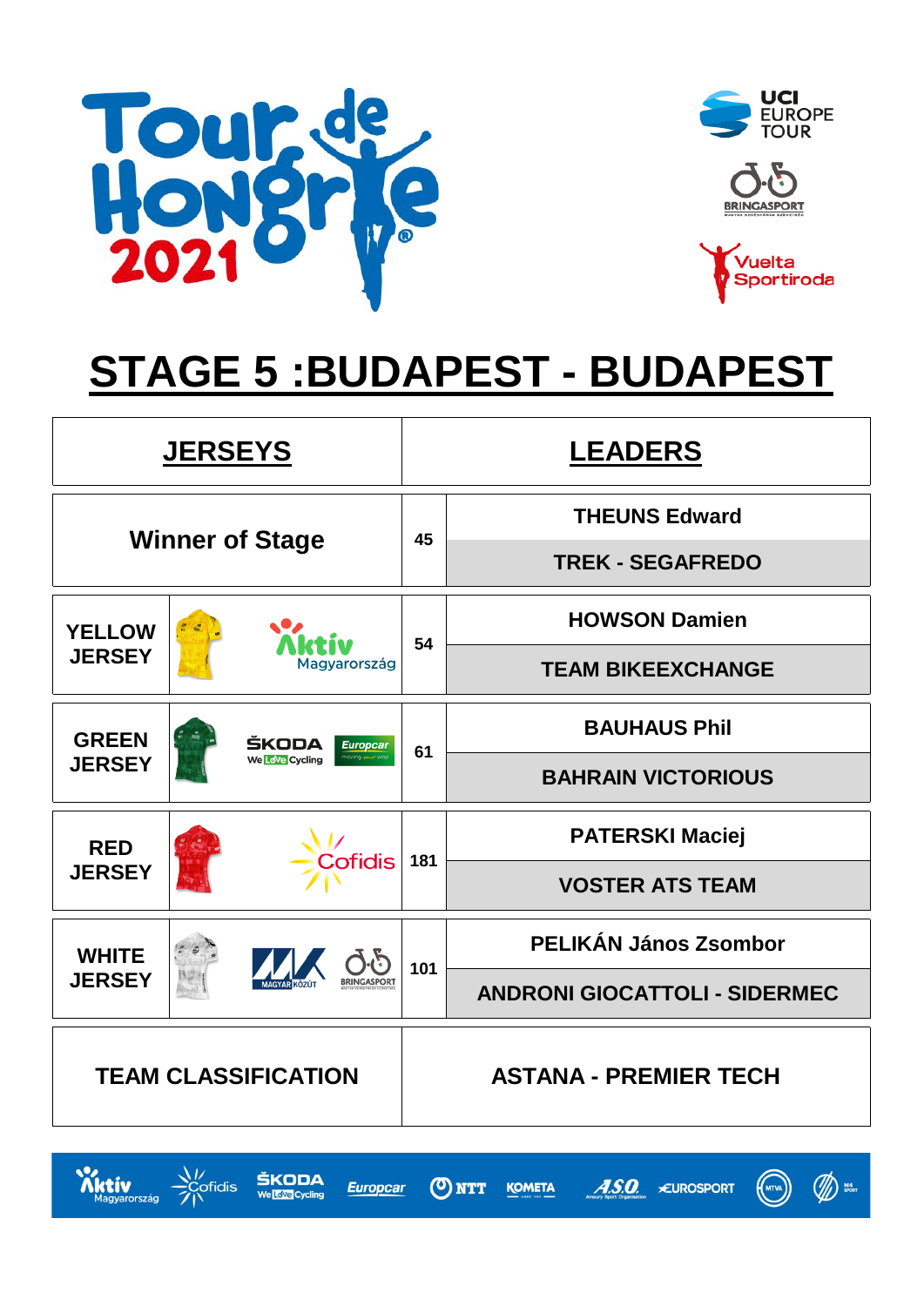# STAGE 5 :BUDAPEST - BUDAPEST

| JERSEYS | | LEADERS |
|---|---|---|
| Winner of Stage | 45 | THEUNS Edward<br>TREK - SEGAFREDO |
| YELLOW JERSEY — Aktív Magyarország | 54 | HOWSON Damien<br>TEAM BIKEEXCHANGE |
| GREEN JERSEY — ŠKODA We Love Cycling, Europcar | 61 | BAUHAUS Phil<br>BAHRAIN VICTORIOUS |
| RED JERSEY — Cofidis | 181 | PATERSKI Maciej<br>VOSTER ATS TEAM |
| WHITE JERSEY — Magyar Közút, Bringasport | 101 | PELIKÁN János Zsombor<br>ANDRONI GIOCATTOLI - SIDERMEC |
| TEAM CLASSIFICATION | | ASTANA - PREMIER TECH |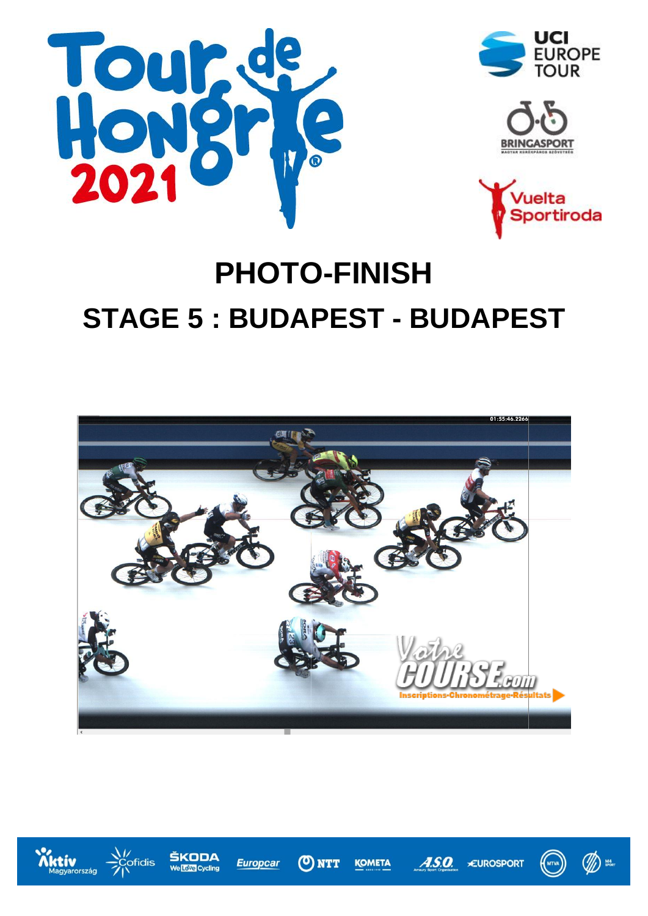# PHOTO-FINISH

## STAGE 5 : BUDAPEST - BUDAPEST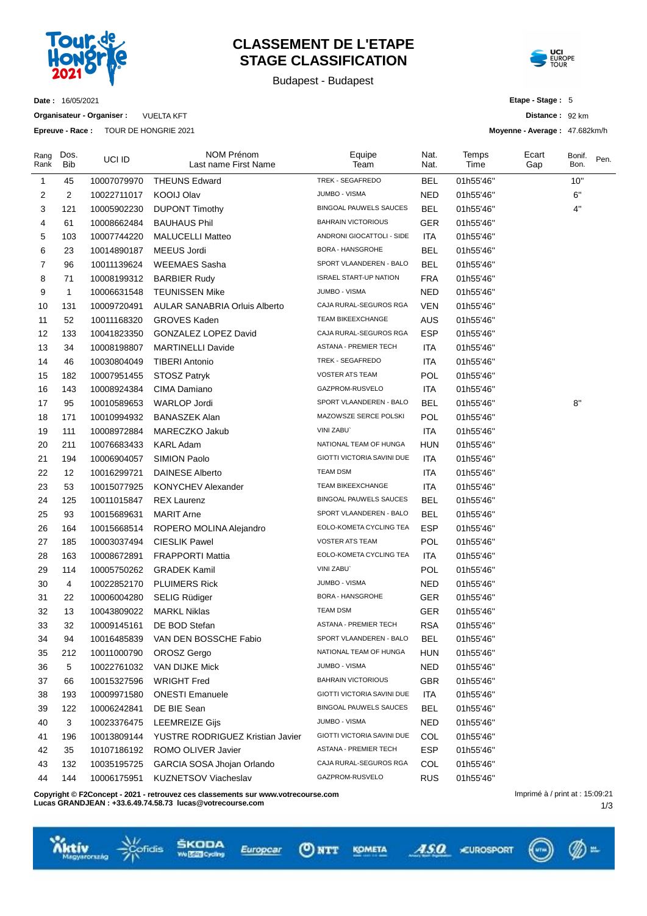# CLASSEMENT DE L'ETAPE
# STAGE CLASSIFICATION

Budapest - Budapest

**Date :** 16/05/2021

**Organisateur - Organiser :** VUELTA KFT

**Epreuve - Race :** TOUR DE HONGRIE 2021

**Etape - Stage :** 5

**Distance :** 92 km

**Moyenne - Average :** 47.682km/h

| Rang Rank | Dos. Bib | UCI ID | NOM Prénom Last name First Name | Equipe Team | Nat. Nat. | Temps Time | Ecart Gap | Bonif. Bon. | Pen. |
|---|---|---|---|---|---|---|---|---|---|
| 1 | 45 | 10007079970 | THEUNS Edward | TREK - SEGAFREDO | BEL | 01h55'46'' | | 10'' | |
| 2 | 2 | 10022711017 | KOOIJ Olav | JUMBO - VISMA | NED | 01h55'46'' | | 6'' | |
| 3 | 121 | 10005902230 | DUPONT Timothy | BINGOAL PAUWELS SAUCES | BEL | 01h55'46'' | | 4'' | |
| 4 | 61 | 10008662484 | BAUHAUS Phil | BAHRAIN VICTORIOUS | GER | 01h55'46'' | | | |
| 5 | 103 | 10007744220 | MALUCELLI Matteo | ANDRONI GIOCATTOLI - SIDE | ITA | 01h55'46'' | | | |
| 6 | 23 | 10014890187 | MEEUS Jordi | BORA - HANSGROHE | BEL | 01h55'46'' | | | |
| 7 | 96 | 10011139624 | WEEMAES Sasha | SPORT VLAANDEREN - BALO | BEL | 01h55'46'' | | | |
| 8 | 71 | 10008199312 | BARBIER Rudy | ISRAEL START-UP NATION | FRA | 01h55'46'' | | | |
| 9 | 1 | 10006631548 | TEUNISSEN Mike | JUMBO - VISMA | NED | 01h55'46'' | | | |
| 10 | 131 | 10009720491 | AULAR SANABRIA Orluis Alberto | CAJA RURAL-SEGUROS RGA | VEN | 01h55'46'' | | | |
| 11 | 52 | 10011168320 | GROVES Kaden | TEAM BIKEEXCHANGE | AUS | 01h55'46'' | | | |
| 12 | 133 | 10041823350 | GONZALEZ LOPEZ David | CAJA RURAL-SEGUROS RGA | ESP | 01h55'46'' | | | |
| 13 | 34 | 10008198807 | MARTINELLI Davide | ASTANA - PREMIER TECH | ITA | 01h55'46'' | | | |
| 14 | 46 | 10030804049 | TIBERI Antonio | TREK - SEGAFREDO | ITA | 01h55'46'' | | | |
| 15 | 182 | 10007951455 | STOSZ Patryk | VOSTER ATS TEAM | POL | 01h55'46'' | | | |
| 16 | 143 | 10008924384 | CIMA Damiano | GAZPROM-RUSVELO | ITA | 01h55'46'' | | | |
| 17 | 95 | 10010589653 | WARLOP Jordi | SPORT VLAANDEREN - BALO | BEL | 01h55'46'' | | 8'' | |
| 18 | 171 | 10010994932 | BANASZEK Alan | MAZOWSZE SERCE POLSKI | POL | 01h55'46'' | | | |
| 19 | 111 | 10008972884 | MARECZKO Jakub | VINI ZABU` | ITA | 01h55'46'' | | | |
| 20 | 211 | 10076683433 | KARL Adam | NATIONAL TEAM OF HUNGA | HUN | 01h55'46'' | | | |
| 21 | 194 | 10006904057 | SIMION Paolo | GIOTTI VICTORIA SAVINI DUE | ITA | 01h55'46'' | | | |
| 22 | 12 | 10016299721 | DAINESE Alberto | TEAM DSM | ITA | 01h55'46'' | | | |
| 23 | 53 | 10015077925 | KONYCHEV Alexander | TEAM BIKEEXCHANGE | ITA | 01h55'46'' | | | |
| 24 | 125 | 10011015847 | REX Laurenz | BINGOAL PAUWELS SAUCES | BEL | 01h55'46'' | | | |
| 25 | 93 | 10015689631 | MARIT Arne | SPORT VLAANDEREN - BALO | BEL | 01h55'46'' | | | |
| 26 | 164 | 10015668514 | ROPERO MOLINA Alejandro | EOLO-KOMETA CYCLING TEA | ESP | 01h55'46'' | | | |
| 27 | 185 | 10003037494 | CIESLIK Pawel | VOSTER ATS TEAM | POL | 01h55'46'' | | | |
| 28 | 163 | 10008672891 | FRAPPORTI Mattia | EOLO-KOMETA CYCLING TEA | ITA | 01h55'46'' | | | |
| 29 | 114 | 10005750262 | GRADEK Kamil | VINI ZABU` | POL | 01h55'46'' | | | |
| 30 | 4 | 10022852170 | PLUIMERS Rick | JUMBO - VISMA | NED | 01h55'46'' | | | |
| 31 | 22 | 10006004280 | SELIG Rüdiger | BORA - HANSGROHE | GER | 01h55'46'' | | | |
| 32 | 13 | 10043809022 | MARKL Niklas | TEAM DSM | GER | 01h55'46'' | | | |
| 33 | 32 | 10009145161 | DE BOD Stefan | ASTANA - PREMIER TECH | RSA | 01h55'46'' | | | |
| 34 | 94 | 10016485839 | VAN DEN BOSSCHE Fabio | SPORT VLAANDEREN - BALO | BEL | 01h55'46'' | | | |
| 35 | 212 | 10011000790 | OROSZ Gergo | NATIONAL TEAM OF HUNGA | HUN | 01h55'46'' | | | |
| 36 | 5 | 10022761032 | VAN DIJKE Mick | JUMBO - VISMA | NED | 01h55'46'' | | | |
| 37 | 66 | 10015327596 | WRIGHT Fred | BAHRAIN VICTORIOUS | GBR | 01h55'46'' | | | |
| 38 | 193 | 10009971580 | ONESTI Emanuele | GIOTTI VICTORIA SAVINI DUE | ITA | 01h55'46'' | | | |
| 39 | 122 | 10006242841 | DE BIE Sean | BINGOAL PAUWELS SAUCES | BEL | 01h55'46'' | | | |
| 40 | 3 | 10023376475 | LEEMREIZE Gijs | JUMBO - VISMA | NED | 01h55'46'' | | | |
| 41 | 196 | 10013809144 | YUSTRE RODRIGUEZ Kristian Javier | GIOTTI VICTORIA SAVINI DUE | COL | 01h55'46'' | | | |
| 42 | 35 | 10107186192 | ROMO OLIVER Javier | ASTANA - PREMIER TECH | ESP | 01h55'46'' | | | |
| 43 | 132 | 10035195725 | GARCIA SOSA Jhojan Orlando | CAJA RURAL-SEGUROS RGA | COL | 01h55'46'' | | | |
| 44 | 144 | 10006175951 | KUZNETSOV Viacheslav | GAZPROM-RUSVELO | RUS | 01h55'46'' | | | |

**Copyright © F2Concept - 2021 - retrouvez ces classements sur www.votrecourse.com**
**Lucas GRANDJEAN : +33.6.49.74.58.73 lucas@votrecourse.com**

Imprimé à / print at : 15:09:21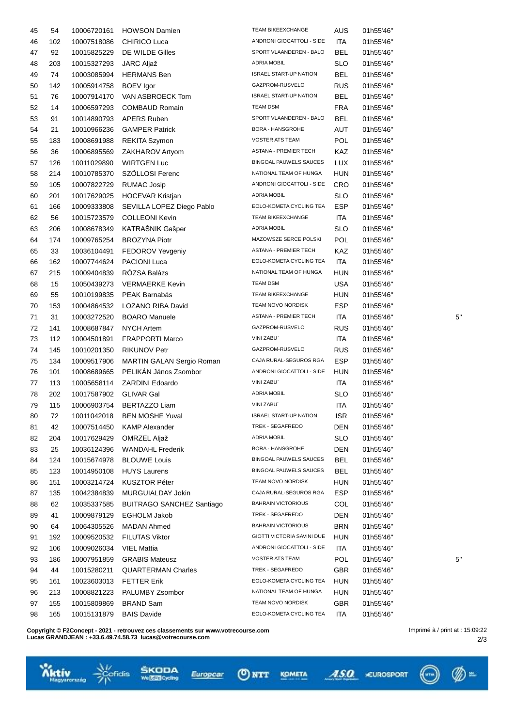| | | | | | | | |
|---|---|---|---|---|---|---|---|
| 45 | 54 | 10006720161 | HOWSON Damien | TEAM BIKEEXCHANGE | AUS | 01h55'46'' | |
| 46 | 102 | 10007518086 | CHIRICO Luca | ANDRONI GIOCATTOLI - SIDE | ITA | 01h55'46'' | |
| 47 | 92 | 10015825229 | DE WILDE Gilles | SPORT VLAANDEREN - BALO | BEL | 01h55'46'' | |
| 48 | 203 | 10015327293 | JARC Aljaž | ADRIA MOBIL | SLO | 01h55'46'' | |
| 49 | 74 | 10003085994 | HERMANS Ben | ISRAEL START-UP NATION | BEL | 01h55'46'' | |
| 50 | 142 | 10005914758 | BOEV Igor | GAZPROM-RUSVELO | RUS | 01h55'46'' | |
| 51 | 76 | 10007914170 | VAN ASBROECK Tom | ISRAEL START-UP NATION | BEL | 01h55'46'' | |
| 52 | 14 | 10006597293 | COMBAUD Romain | TEAM DSM | FRA | 01h55'46'' | |
| 53 | 91 | 10014890793 | APERS Ruben | SPORT VLAANDEREN - BALO | BEL | 01h55'46'' | |
| 54 | 21 | 10010966236 | GAMPER Patrick | BORA - HANSGROHE | AUT | 01h55'46'' | |
| 55 | 183 | 10008691988 | REKITA Szymon | VOSTER ATS TEAM | POL | 01h55'46'' | |
| 56 | 36 | 10006895569 | ZAKHAROV Artyom | ASTANA - PREMIER TECH | KAZ | 01h55'46'' | |
| 57 | 126 | 10011029890 | WIRTGEN Luc | BINGOAL PAUWELS SAUCES | LUX | 01h55'46'' | |
| 58 | 214 | 10010785370 | SZÖLLOSI Ferenc | NATIONAL TEAM OF HUNGA | HUN | 01h55'46'' | |
| 59 | 105 | 10007822729 | RUMAC Josip | ANDRONI GIOCATTOLI - SIDE | CRO | 01h55'46'' | |
| 60 | 201 | 10017629025 | HOCEVAR Kristjan | ADRIA MOBIL | SLO | 01h55'46'' | |
| 61 | 166 | 10009333808 | SEVILLA LOPEZ Diego Pablo | EOLO-KOMETA CYCLING TEA | ESP | 01h55'46'' | |
| 62 | 56 | 10015723579 | COLLEONI Kevin | TEAM BIKEEXCHANGE | ITA | 01h55'46'' | |
| 63 | 206 | 10008678349 | KATRAŠNIK Gašper | ADRIA MOBIL | SLO | 01h55'46'' | |
| 64 | 174 | 10009765254 | BROZYNA Piotr | MAZOWSZE SERCE POLSKI | POL | 01h55'46'' | |
| 65 | 33 | 10036104491 | FEDOROV Yevgeniy | ASTANA - PREMIER TECH | KAZ | 01h55'46'' | |
| 66 | 162 | 10007744624 | PACIONI Luca | EOLO-KOMETA CYCLING TEA | ITA | 01h55'46'' | |
| 67 | 215 | 10009404839 | RÓZSA Balázs | NATIONAL TEAM OF HUNGA | HUN | 01h55'46'' | |
| 68 | 15 | 10050439273 | VERMAERKE Kevin | TEAM DSM | USA | 01h55'46'' | |
| 69 | 55 | 10010199835 | PEAK Barnabás | TEAM BIKEEXCHANGE | HUN | 01h55'46'' | |
| 70 | 153 | 10004864532 | LOZANO RIBA David | TEAM NOVO NORDISK | ESP | 01h55'46'' | |
| 71 | 31 | 10003272520 | BOARO Manuele | ASTANA - PREMIER TECH | ITA | 01h55'46'' | 5'' |
| 72 | 141 | 10008687847 | NYCH Artem | GAZPROM-RUSVELO | RUS | 01h55'46'' | |
| 73 | 112 | 10004501891 | FRAPPORTI Marco | VINI ZABU` | ITA | 01h55'46'' | |
| 74 | 145 | 10010201350 | RIKUNOV Petr | GAZPROM-RUSVELO | RUS | 01h55'46'' | |
| 75 | 134 | 10009517906 | MARTIN GALAN Sergio Roman | CAJA RURAL-SEGUROS RGA | ESP | 01h55'46'' | |
| 76 | 101 | 10008689665 | PELIKÁN János Zsombor | ANDRONI GIOCATTOLI - SIDE | HUN | 01h55'46'' | |
| 77 | 113 | 10005658114 | ZARDINI Edoardo | VINI ZABU` | ITA | 01h55'46'' | |
| 78 | 202 | 10017587902 | GLIVAR Gal | ADRIA MOBIL | SLO | 01h55'46'' | |
| 79 | 115 | 10006903754 | BERTAZZO Liam | VINI ZABU` | ITA | 01h55'46'' | |
| 80 | 72 | 10011042018 | BEN MOSHE Yuval | ISRAEL START-UP NATION | ISR | 01h55'46'' | |
| 81 | 42 | 10007514450 | KAMP Alexander | TREK - SEGAFREDO | DEN | 01h55'46'' | |
| 82 | 204 | 10017629429 | OMRZEL Aljaž | ADRIA MOBIL | SLO | 01h55'46'' | |
| 83 | 25 | 10036124396 | WANDAHL Frederik | BORA - HANSGROHE | DEN | 01h55'46'' | |
| 84 | 124 | 10015674978 | BLOUWE Louis | BINGOAL PAUWELS SAUCES | BEL | 01h55'46'' | |
| 85 | 123 | 10014950108 | HUYS Laurens | BINGOAL PAUWELS SAUCES | BEL | 01h55'46'' | |
| 86 | 151 | 10003214724 | KUSZTOR Péter | TEAM NOVO NORDISK | HUN | 01h55'46'' | |
| 87 | 135 | 10042384839 | MURGUIALDAY Jokin | CAJA RURAL-SEGUROS RGA | ESP | 01h55'46'' | |
| 88 | 62 | 10035337585 | BUITRAGO SANCHEZ Santiago | BAHRAIN VICTORIOUS | COL | 01h55'46'' | |
| 89 | 41 | 10009879129 | EGHOLM Jakob | TREK - SEGAFREDO | DEN | 01h55'46'' | |
| 90 | 64 | 10064305526 | MADAN Ahmed | BAHRAIN VICTORIOUS | BRN | 01h55'46'' | |
| 91 | 192 | 10009520532 | FILUTAS Viktor | GIOTTI VICTORIA SAVINI DUE | HUN | 01h55'46'' | |
| 92 | 106 | 10009026034 | VIEL Mattia | ANDRONI GIOCATTOLI - SIDE | ITA | 01h55'46'' | |
| 93 | 186 | 10007951859 | GRABIS Mateusz | VOSTER ATS TEAM | POL | 01h55'46'' | 5'' |
| 94 | 44 | 10015280211 | QUARTERMAN Charles | TREK - SEGAFREDO | GBR | 01h55'46'' | |
| 95 | 161 | 10023603013 | FETTER Erik | EOLO-KOMETA CYCLING TEA | HUN | 01h55'46'' | |
| 96 | 213 | 10008821223 | PALUMBY Zsombor | NATIONAL TEAM OF HUNGA | HUN | 01h55'46'' | |
| 97 | 155 | 10015809869 | BRAND Sam | TEAM NOVO NORDISK | GBR | 01h55'46'' | |
| 98 | 165 | 10015131879 | BAIS Davide | EOLO-KOMETA CYCLING TEA | ITA | 01h55'46'' | |

**Copyright © F2Concept - 2021 - retrouvez ces classements sur www.votrecourse.com**
**Lucas GRANDJEAN : +33.6.49.74.58.73 lucas@votrecourse.com**

Imprimé à / print at : 15:09:22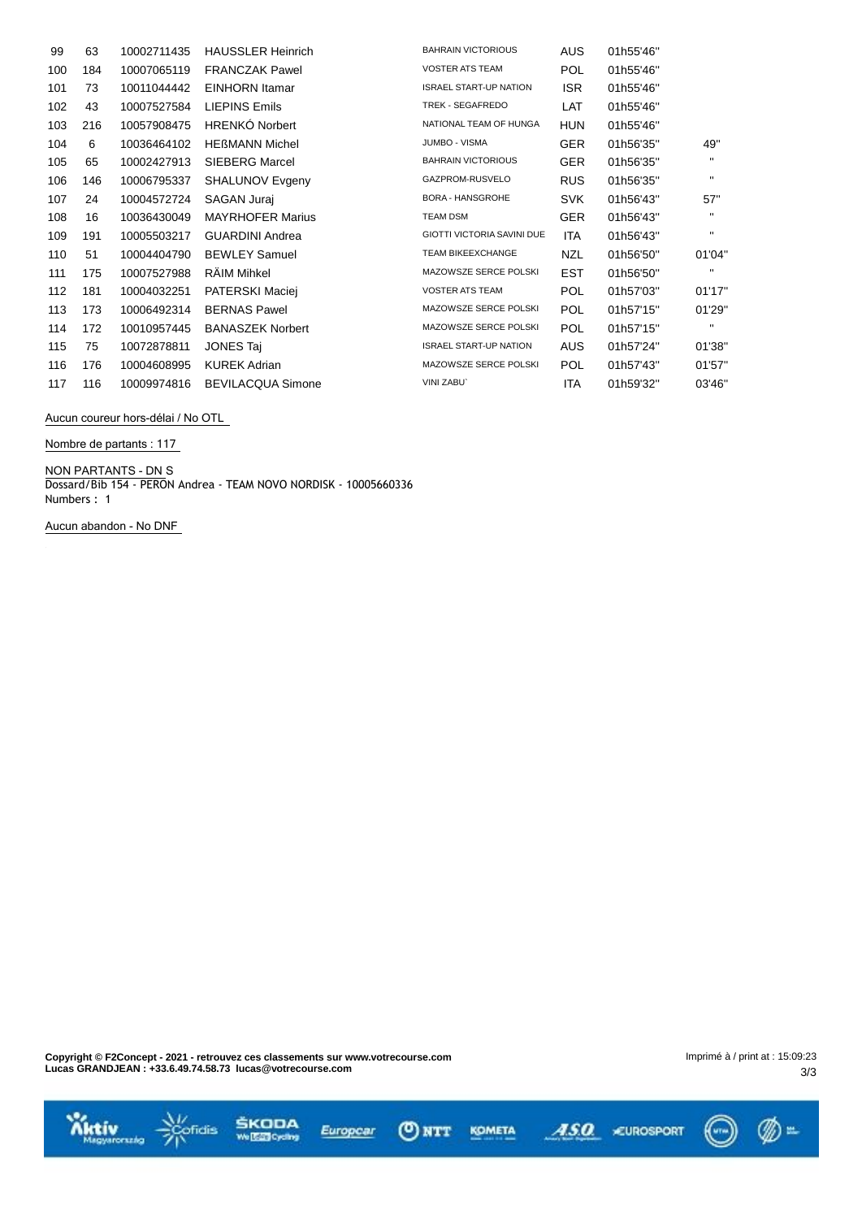| | | | | | | | |
|---|---|---|---|---|---|---|---|
| 99 | 63 | 10002711435 | HAUSSLER Heinrich | BAHRAIN VICTORIOUS | AUS | 01h55'46'' | |
| 100 | 184 | 10007065119 | FRANCZAK Pawel | VOSTER ATS TEAM | POL | 01h55'46'' | |
| 101 | 73 | 10011044442 | EINHORN Itamar | ISRAEL START-UP NATION | ISR | 01h55'46'' | |
| 102 | 43 | 10007527584 | LIEPINS Emils | TREK - SEGAFREDO | LAT | 01h55'46'' | |
| 103 | 216 | 10057908475 | HRENKÓ Norbert | NATIONAL TEAM OF HUNGA | HUN | 01h55'46'' | |
| 104 | 6 | 10036464102 | HEßMANN Michel | JUMBO - VISMA | GER | 01h56'35'' | 49'' |
| 105 | 65 | 10002427913 | SIEBERG Marcel | BAHRAIN VICTORIOUS | GER | 01h56'35'' | '' |
| 106 | 146 | 10006795337 | SHALUNOV Evgeny | GAZPROM-RUSVELO | RUS | 01h56'35'' | '' |
| 107 | 24 | 10004572724 | SAGAN Juraj | BORA - HANSGROHE | SVK | 01h56'43'' | 57'' |
| 108 | 16 | 10036430049 | MAYRHOFER Marius | TEAM DSM | GER | 01h56'43'' | '' |
| 109 | 191 | 10005503217 | GUARDINI Andrea | GIOTTI VICTORIA SAVINI DUE | ITA | 01h56'43'' | '' |
| 110 | 51 | 10004404790 | BEWLEY Samuel | TEAM BIKEEXCHANGE | NZL | 01h56'50'' | 01'04'' |
| 111 | 175 | 10007527988 | RÄIM Mihkel | MAZOWSZE SERCE POLSKI | EST | 01h56'50'' | '' |
| 112 | 181 | 10004032251 | PATERSKI Maciej | VOSTER ATS TEAM | POL | 01h57'03'' | 01'17'' |
| 113 | 173 | 10006492314 | BERNAS Pawel | MAZOWSZE SERCE POLSKI | POL | 01h57'15'' | 01'29'' |
| 114 | 172 | 10010957445 | BANASZEK Norbert | MAZOWSZE SERCE POLSKI | POL | 01h57'15'' | '' |
| 115 | 75 | 10072878811 | JONES Taj | ISRAEL START-UP NATION | AUS | 01h57'24'' | 01'38'' |
| 116 | 176 | 10004608995 | KUREK Adrian | MAZOWSZE SERCE POLSKI | POL | 01h57'43'' | 01'57'' |
| 117 | 116 | 10009974816 | BEVILACQUA Simone | VINI ZABU` | ITA | 01h59'32'' | 03'46'' |

Aucun coureur hors-délai / No OTL

Nombre de partants : 117

NON PARTANTS - DN S
Dossard/Bib 154 - PERON Andrea - TEAM NOVO NORDISK - 10005660336
Numbers : 1

Aucun abandon - No DNF

**Copyright © F2Concept - 2021 - retrouvez ces classements sur www.votrecourse.com**
**Lucas GRANDJEAN : +33.6.49.74.58.73 lucas@votrecourse.com**

Imprimé à / print at : 15:09:23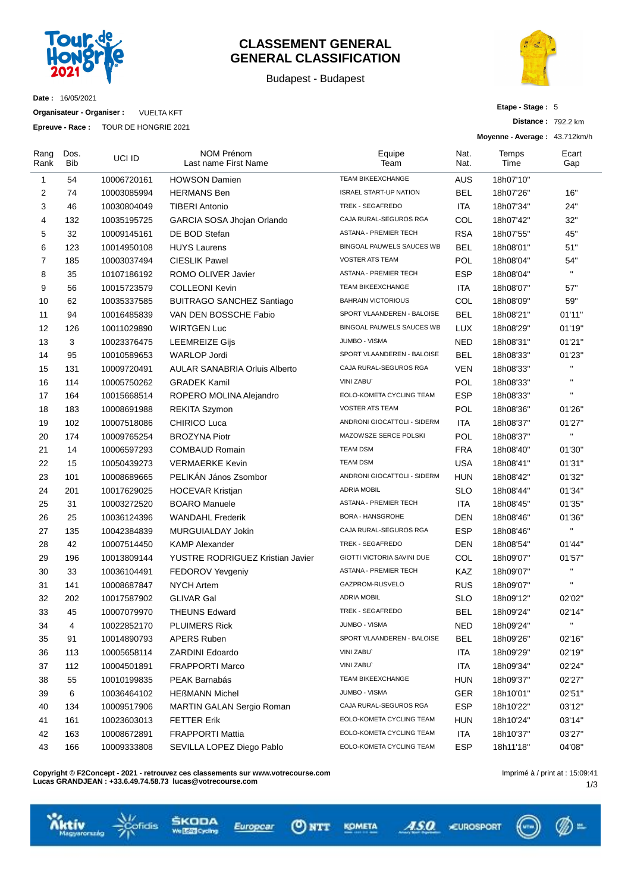# CLASSEMENT GENERAL
# GENERAL CLASSIFICATION

Budapest - Budapest

**Date :** 16/05/2021

**Organisateur - Organiser :** VUELTA KFT

**Epreuve - Race :** TOUR DE HONGRIE 2021

**Etape - Stage :** 5

**Distance :** 792.2 km

**Moyenne - Average :** 43.712km/h

| Rang Rank | Dos. Bib | UCI ID | NOM Prénom Last name First Name | Equipe Team | Nat. Nat. | Temps Time | Ecart Gap |
|---|---|---|---|---|---|---|---|
| 1 | 54 | 10006720161 | HOWSON Damien | TEAM BIKEEXCHANGE | AUS | 18h07'10" | |
| 2 | 74 | 10003085994 | HERMANS Ben | ISRAEL START-UP NATION | BEL | 18h07'26" | 16" |
| 3 | 46 | 10030804049 | TIBERI Antonio | TREK - SEGAFREDO | ITA | 18h07'34" | 24" |
| 4 | 132 | 10035195725 | GARCIA SOSA Jhojan Orlando | CAJA RURAL-SEGUROS RGA | COL | 18h07'42" | 32" |
| 5 | 32 | 10009145161 | DE BOD Stefan | ASTANA - PREMIER TECH | RSA | 18h07'55" | 45" |
| 6 | 123 | 10014950108 | HUYS Laurens | BINGOAL PAUWELS SAUCES WB | BEL | 18h08'01" | 51" |
| 7 | 185 | 10003037494 | CIESLIK Pawel | VOSTER ATS TEAM | POL | 18h08'04" | 54" |
| 8 | 35 | 10107186192 | ROMO OLIVER Javier | ASTANA - PREMIER TECH | ESP | 18h08'04" | " |
| 9 | 56 | 10015723579 | COLLEONI Kevin | TEAM BIKEEXCHANGE | ITA | 18h08'07" | 57" |
| 10 | 62 | 10035337585 | BUITRAGO SANCHEZ Santiago | BAHRAIN VICTORIOUS | COL | 18h08'09" | 59" |
| 11 | 94 | 10016485839 | VAN DEN BOSSCHE Fabio | SPORT VLAANDEREN - BALOISE | BEL | 18h08'21" | 01'11" |
| 12 | 126 | 10011029890 | WIRTGEN Luc | BINGOAL PAUWELS SAUCES WB | LUX | 18h08'29" | 01'19" |
| 13 | 3 | 10023376475 | LEEMREIZE Gijs | JUMBO - VISMA | NED | 18h08'31" | 01'21" |
| 14 | 95 | 10010589653 | WARLOP Jordi | SPORT VLAANDEREN - BALOISE | BEL | 18h08'33" | 01'23" |
| 15 | 131 | 10009720491 | AULAR SANABRIA Orluis Alberto | CAJA RURAL-SEGUROS RGA | VEN | 18h08'33" | " |
| 16 | 114 | 10005750262 | GRADEK Kamil | VINI ZABU` | POL | 18h08'33" | " |
| 17 | 164 | 10015668514 | ROPERO MOLINA Alejandro | EOLO-KOMETA CYCLING TEAM | ESP | 18h08'33" | " |
| 18 | 183 | 10008691988 | REKITA Szymon | VOSTER ATS TEAM | POL | 18h08'36" | 01'26" |
| 19 | 102 | 10007518086 | CHIRICO Luca | ANDRONI GIOCATTOLI - SIDERM | ITA | 18h08'37" | 01'27" |
| 20 | 174 | 10009765254 | BROZYNA Piotr | MAZOWSZE SERCE POLSKI | POL | 18h08'37" | " |
| 21 | 14 | 10006597293 | COMBAUD Romain | TEAM DSM | FRA | 18h08'40" | 01'30" |
| 22 | 15 | 10050439273 | VERMAERKE Kevin | TEAM DSM | USA | 18h08'41" | 01'31" |
| 23 | 101 | 10008689665 | PELIKÁN János Zsombor | ANDRONI GIOCATTOLI - SIDERM | HUN | 18h08'42" | 01'32" |
| 24 | 201 | 10017629025 | HOCEVAR Kristjan | ADRIA MOBIL | SLO | 18h08'44" | 01'34" |
| 25 | 31 | 10003272520 | BOARO Manuele | ASTANA - PREMIER TECH | ITA | 18h08'45" | 01'35" |
| 26 | 25 | 10036124396 | WANDAHL Frederik | BORA - HANSGROHE | DEN | 18h08'46" | 01'36" |
| 27 | 135 | 10042384839 | MURGUIALDAY Jokin | CAJA RURAL-SEGUROS RGA | ESP | 18h08'46" | " |
| 28 | 42 | 10007514450 | KAMP Alexander | TREK - SEGAFREDO | DEN | 18h08'54" | 01'44" |
| 29 | 196 | 10013809144 | YUSTRE RODRIGUEZ Kristian Javier | GIOTTI VICTORIA SAVINI DUE | COL | 18h09'07" | 01'57" |
| 30 | 33 | 10036104491 | FEDOROV Yevgeniy | ASTANA - PREMIER TECH | KAZ | 18h09'07" | " |
| 31 | 141 | 10008687847 | NYCH Artem | GAZPROM-RUSVELO | RUS | 18h09'07" | " |
| 32 | 202 | 10017587902 | GLIVAR Gal | ADRIA MOBIL | SLO | 18h09'12" | 02'02" |
| 33 | 45 | 10007079970 | THEUNS Edward | TREK - SEGAFREDO | BEL | 18h09'24" | 02'14" |
| 34 | 4 | 10022852170 | PLUIMERS Rick | JUMBO - VISMA | NED | 18h09'24" | " |
| 35 | 91 | 10014890793 | APERS Ruben | SPORT VLAANDEREN - BALOISE | BEL | 18h09'26" | 02'16" |
| 36 | 113 | 10005658114 | ZARDINI Edoardo | VINI ZABU` | ITA | 18h09'29" | 02'19" |
| 37 | 112 | 10004501891 | FRAPPORTI Marco | VINI ZABU` | ITA | 18h09'34" | 02'24" |
| 38 | 55 | 10010199835 | PEAK Barnabás | TEAM BIKEEXCHANGE | HUN | 18h09'37" | 02'27" |
| 39 | 6 | 10036464102 | HEßMANN Michel | JUMBO - VISMA | GER | 18h10'01" | 02'51" |
| 40 | 134 | 10009517906 | MARTIN GALAN Sergio Roman | CAJA RURAL-SEGUROS RGA | ESP | 18h10'22" | 03'12" |
| 41 | 161 | 10023603013 | FETTER Erik | EOLO-KOMETA CYCLING TEAM | HUN | 18h10'24" | 03'14" |
| 42 | 163 | 10008672891 | FRAPPORTI Mattia | EOLO-KOMETA CYCLING TEAM | ITA | 18h10'37" | 03'27" |
| 43 | 166 | 10009333808 | SEVILLA LOPEZ Diego Pablo | EOLO-KOMETA CYCLING TEAM | ESP | 18h11'18" | 04'08" |

**Copyright © F2Concept - 2021 - retrouvez ces classements sur www.votrecourse.com**
**Lucas GRANDJEAN : +33.6.49.74.58.73 lucas@votrecourse.com**

Imprimé à / print at : 15:09:41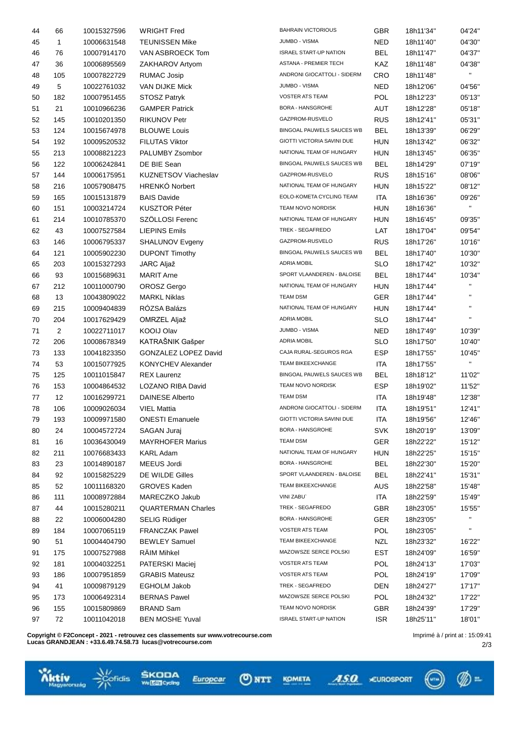| | | | | | | | |
|---|---|---|---|---|---|---|---|
| 44 | 66 | 10015327596 | WRIGHT Fred | BAHRAIN VICTORIOUS | GBR | 18h11'34'' | 04'24'' |
| 45 | 1 | 10006631548 | TEUNISSEN Mike | JUMBO - VISMA | NED | 18h11'40'' | 04'30'' |
| 46 | 76 | 10007914170 | VAN ASBROECK Tom | ISRAEL START-UP NATION | BEL | 18h11'47'' | 04'37'' |
| 47 | 36 | 10006895569 | ZAKHAROV Artyom | ASTANA - PREMIER TECH | KAZ | 18h11'48'' | 04'38'' |
| 48 | 105 | 10007822729 | RUMAC Josip | ANDRONI GIOCATTOLI - SIDERM | CRO | 18h11'48'' | '' |
| 49 | 5 | 10022761032 | VAN DIJKE Mick | JUMBO - VISMA | NED | 18h12'06'' | 04'56'' |
| 50 | 182 | 10007951455 | STOSZ Patryk | VOSTER ATS TEAM | POL | 18h12'23'' | 05'13'' |
| 51 | 21 | 10010966236 | GAMPER Patrick | BORA - HANSGROHE | AUT | 18h12'28'' | 05'18'' |
| 52 | 145 | 10010201350 | RIKUNOV Petr | GAZPROM-RUSVELO | RUS | 18h12'41'' | 05'31'' |
| 53 | 124 | 10015674978 | BLOUWE Louis | BINGOAL PAUWELS SAUCES WB | BEL | 18h13'39'' | 06'29'' |
| 54 | 192 | 10009520532 | FILUTAS Viktor | GIOTTI VICTORIA SAVINI DUE | HUN | 18h13'42'' | 06'32'' |
| 55 | 213 | 10008821223 | PALUMBY Zsombor | NATIONAL TEAM OF HUNGARY | HUN | 18h13'45'' | 06'35'' |
| 56 | 122 | 10006242841 | DE BIE Sean | BINGOAL PAUWELS SAUCES WB | BEL | 18h14'29'' | 07'19'' |
| 57 | 144 | 10006175951 | KUZNETSOV Viacheslav | GAZPROM-RUSVELO | RUS | 18h15'16'' | 08'06'' |
| 58 | 216 | 10057908475 | HRENKÓ Norbert | NATIONAL TEAM OF HUNGARY | HUN | 18h15'22'' | 08'12'' |
| 59 | 165 | 10015131879 | BAIS Davide | EOLO-KOMETA CYCLING TEAM | ITA | 18h16'36'' | 09'26'' |
| 60 | 151 | 10003214724 | KUSZTOR Péter | TEAM NOVO NORDISK | HUN | 18h16'36'' | '' |
| 61 | 214 | 10010785370 | SZÖLLOSI Ferenc | NATIONAL TEAM OF HUNGARY | HUN | 18h16'45'' | 09'35'' |
| 62 | 43 | 10007527584 | LIEPINS Emils | TREK - SEGAFREDO | LAT | 18h17'04'' | 09'54'' |
| 63 | 146 | 10006795337 | SHALUNOV Evgeny | GAZPROM-RUSVELO | RUS | 18h17'26'' | 10'16'' |
| 64 | 121 | 10005902230 | DUPONT Timothy | BINGOAL PAUWELS SAUCES WB | BEL | 18h17'40'' | 10'30'' |
| 65 | 203 | 10015327293 | JARC Aljaž | ADRIA MOBIL | SLO | 18h17'42'' | 10'32'' |
| 66 | 93 | 10015689631 | MARIT Arne | SPORT VLAANDEREN - BALOISE | BEL | 18h17'44'' | 10'34'' |
| 67 | 212 | 10011000790 | OROSZ Gergo | NATIONAL TEAM OF HUNGARY | HUN | 18h17'44'' | '' |
| 68 | 13 | 10043809022 | MARKL Niklas | TEAM DSM | GER | 18h17'44'' | '' |
| 69 | 215 | 10009404839 | RÓZSA Balázs | NATIONAL TEAM OF HUNGARY | HUN | 18h17'44'' | '' |
| 70 | 204 | 10017629429 | OMRZEL Aljaž | ADRIA MOBIL | SLO | 18h17'44'' | '' |
| 71 | 2 | 10022711017 | KOOIJ Olav | JUMBO - VISMA | NED | 18h17'49'' | 10'39'' |
| 72 | 206 | 10008678349 | KATRAŠNIK Gašper | ADRIA MOBIL | SLO | 18h17'50'' | 10'40'' |
| 73 | 133 | 10041823350 | GONZALEZ LOPEZ David | CAJA RURAL-SEGUROS RGA | ESP | 18h17'55'' | 10'45'' |
| 74 | 53 | 10015077925 | KONYCHEV Alexander | TEAM BIKEEXCHANGE | ITA | 18h17'55'' | '' |
| 75 | 125 | 10011015847 | REX Laurenz | BINGOAL PAUWELS SAUCES WB | BEL | 18h18'12'' | 11'02'' |
| 76 | 153 | 10004864532 | LOZANO RIBA David | TEAM NOVO NORDISK | ESP | 18h19'02'' | 11'52'' |
| 77 | 12 | 10016299721 | DAINESE Alberto | TEAM DSM | ITA | 18h19'48'' | 12'38'' |
| 78 | 106 | 10009026034 | VIEL Mattia | ANDRONI GIOCATTOLI - SIDERM | ITA | 18h19'51'' | 12'41'' |
| 79 | 193 | 10009971580 | ONESTI Emanuele | GIOTTI VICTORIA SAVINI DUE | ITA | 18h19'56'' | 12'46'' |
| 80 | 24 | 10004572724 | SAGAN Juraj | BORA - HANSGROHE | SVK | 18h20'19'' | 13'09'' |
| 81 | 16 | 10036430049 | MAYRHOFER Marius | TEAM DSM | GER | 18h22'22'' | 15'12'' |
| 82 | 211 | 10076683433 | KARL Adam | NATIONAL TEAM OF HUNGARY | HUN | 18h22'25'' | 15'15'' |
| 83 | 23 | 10014890187 | MEEUS Jordi | BORA - HANSGROHE | BEL | 18h22'30'' | 15'20'' |
| 84 | 92 | 10015825229 | DE WILDE Gilles | SPORT VLAANDEREN - BALOISE | BEL | 18h22'41'' | 15'31'' |
| 85 | 52 | 10011168320 | GROVES Kaden | TEAM BIKEEXCHANGE | AUS | 18h22'58'' | 15'48'' |
| 86 | 111 | 10008972884 | MARECZKO Jakub | VINI ZABU` | ITA | 18h22'59'' | 15'49'' |
| 87 | 44 | 10015280211 | QUARTERMAN Charles | TREK - SEGAFREDO | GBR | 18h23'05'' | 15'55'' |
| 88 | 22 | 10006004280 | SELIG Rüdiger | BORA - HANSGROHE | GER | 18h23'05'' | '' |
| 89 | 184 | 10007065119 | FRANCZAK Pawel | VOSTER ATS TEAM | POL | 18h23'05'' | '' |
| 90 | 51 | 10004404790 | BEWLEY Samuel | TEAM BIKEEXCHANGE | NZL | 18h23'32'' | 16'22'' |
| 91 | 175 | 10007527988 | RÄIM Mihkel | MAZOWSZE SERCE POLSKI | EST | 18h24'09'' | 16'59'' |
| 92 | 181 | 10004032251 | PATERSKI Maciej | VOSTER ATS TEAM | POL | 18h24'13'' | 17'03'' |
| 93 | 186 | 10007951859 | GRABIS Mateusz | VOSTER ATS TEAM | POL | 18h24'19'' | 17'09'' |
| 94 | 41 | 10009879129 | EGHOLM Jakob | TREK - SEGAFREDO | DEN | 18h24'27'' | 17'17'' |
| 95 | 173 | 10006492314 | BERNAS Pawel | MAZOWSZE SERCE POLSKI | POL | 18h24'32'' | 17'22'' |
| 96 | 155 | 10015809869 | BRAND Sam | TEAM NOVO NORDISK | GBR | 18h24'39'' | 17'29'' |
| 97 | 72 | 10011042018 | BEN MOSHE Yuval | ISRAEL START-UP NATION | ISR | 18h25'11'' | 18'01'' |

**Copyright © F2Concept - 2021 - retrouvez ces classements sur www.votrecourse.com**
**Lucas GRANDJEAN : +33.6.49.74.58.73 lucas@votrecourse.com**

Imprimé à / print at : 15:09:41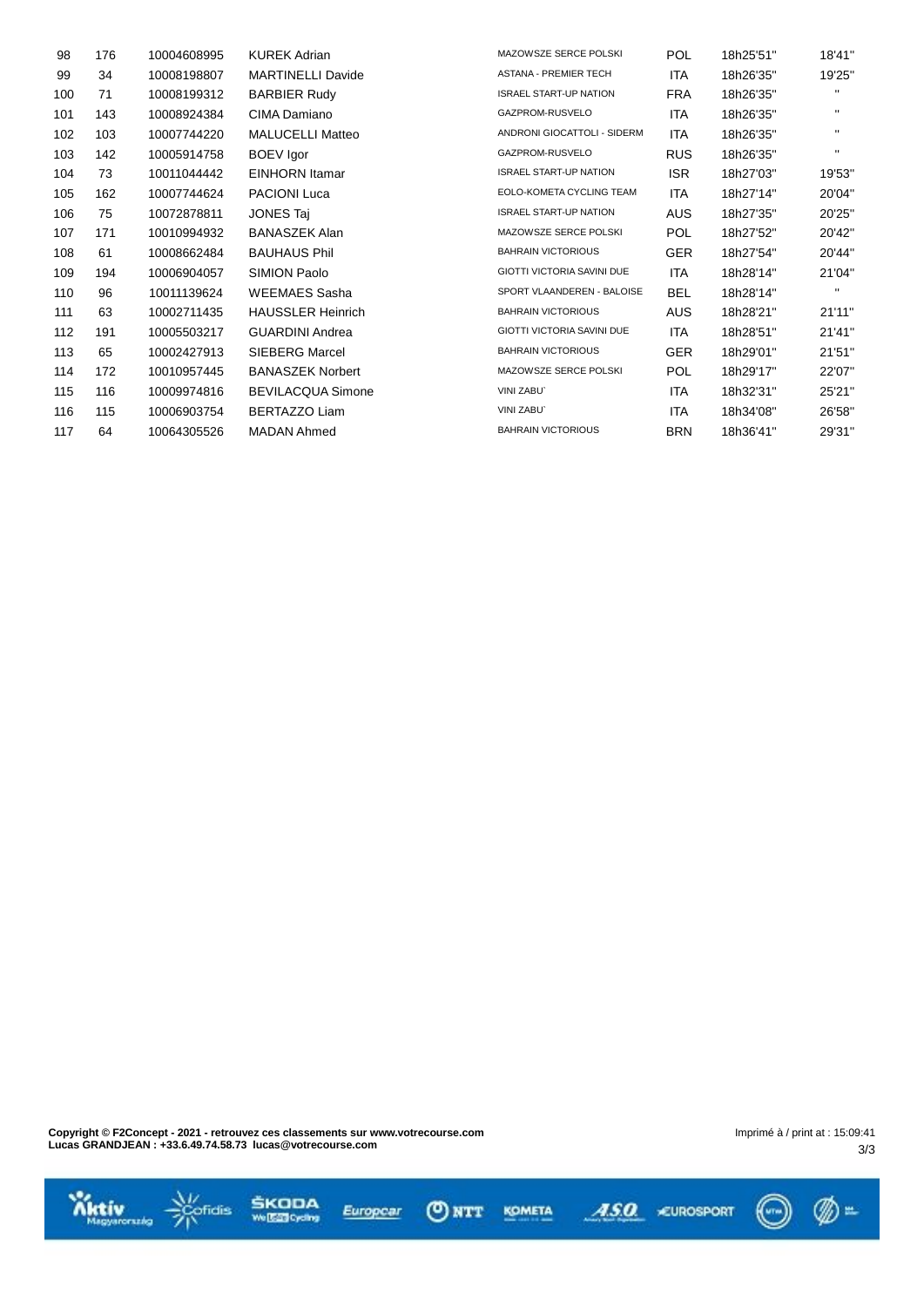| | | | | | | | |
|---|---|---|---|---|---|---|---|
| 98 | 176 | 10004608995 | KUREK Adrian | MAZOWSZE SERCE POLSKI | POL | 18h25'51'' | 18'41'' |
| 99 | 34 | 10008198807 | MARTINELLI Davide | ASTANA - PREMIER TECH | ITA | 18h26'35'' | 19'25'' |
| 100 | 71 | 10008199312 | BARBIER Rudy | ISRAEL START-UP NATION | FRA | 18h26'35'' | '' |
| 101 | 143 | 10008924384 | CIMA Damiano | GAZPROM-RUSVELO | ITA | 18h26'35'' | '' |
| 102 | 103 | 10007744220 | MALUCELLI Matteo | ANDRONI GIOCATTOLI - SIDERM | ITA | 18h26'35'' | '' |
| 103 | 142 | 10005914758 | BOEV Igor | GAZPROM-RUSVELO | RUS | 18h26'35'' | '' |
| 104 | 73 | 10011044442 | EINHORN Itamar | ISRAEL START-UP NATION | ISR | 18h27'03'' | 19'53'' |
| 105 | 162 | 10007744624 | PACIONI Luca | EOLO-KOMETA CYCLING TEAM | ITA | 18h27'14'' | 20'04'' |
| 106 | 75 | 10072878811 | JONES Taj | ISRAEL START-UP NATION | AUS | 18h27'35'' | 20'25'' |
| 107 | 171 | 10010994932 | BANASZEK Alan | MAZOWSZE SERCE POLSKI | POL | 18h27'52'' | 20'42'' |
| 108 | 61 | 10008662484 | BAUHAUS Phil | BAHRAIN VICTORIOUS | GER | 18h27'54'' | 20'44'' |
| 109 | 194 | 10006904057 | SIMION Paolo | GIOTTI VICTORIA SAVINI DUE | ITA | 18h28'14'' | 21'04'' |
| 110 | 96 | 10011139624 | WEEMAES Sasha | SPORT VLAANDEREN - BALOISE | BEL | 18h28'14'' | '' |
| 111 | 63 | 10002711435 | HAUSSLER Heinrich | BAHRAIN VICTORIOUS | AUS | 18h28'21'' | 21'11'' |
| 112 | 191 | 10005503217 | GUARDINI Andrea | GIOTTI VICTORIA SAVINI DUE | ITA | 18h28'51'' | 21'41'' |
| 113 | 65 | 10002427913 | SIEBERG Marcel | BAHRAIN VICTORIOUS | GER | 18h29'01'' | 21'51'' |
| 114 | 172 | 10010957445 | BANASZEK Norbert | MAZOWSZE SERCE POLSKI | POL | 18h29'17'' | 22'07'' |
| 115 | 116 | 10009974816 | BEVILACQUA Simone | VINI ZABU` | ITA | 18h32'31'' | 25'21'' |
| 116 | 115 | 10006903754 | BERTAZZO Liam | VINI ZABU` | ITA | 18h34'08'' | 26'58'' |
| 117 | 64 | 10064305526 | MADAN Ahmed | BAHRAIN VICTORIOUS | BRN | 18h36'41'' | 29'31'' |

**Copyright © F2Concept - 2021 - retrouvez ces classements sur www.votrecourse.com**
**Lucas GRANDJEAN : +33.6.49.74.58.73 lucas@votrecourse.com**

Imprimé à / print at : 15:09:41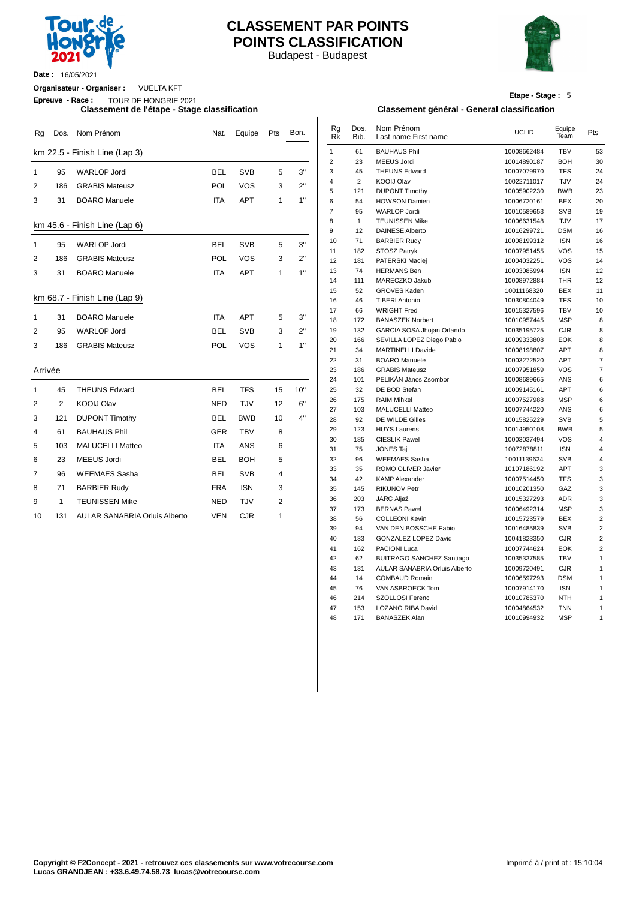# CLASSEMENT PAR POINTS
# POINTS CLASSIFICATION

Budapest - Budapest

**Date :** 16/05/2021

**Organisateur - Organiser :** VUELTA KFT

**Epreuve - Race :** TOUR DE HONGRIE 2021

**Etape - Stage :** 5

## Classement de l'étape - Stage classification

### km 22.5 - Finish Line (Lap 3)

| Rg | Dos. | Nom Prénom | Nat. | Equipe | Pts | Bon. |
|---|---|---|---|---|---|---|
| 1 | 95 | WARLOP Jordi | BEL | SVB | 5 | 3" |
| 2 | 186 | GRABIS Mateusz | POL | VOS | 3 | 2" |
| 3 | 31 | BOARO Manuele | ITA | APT | 1 | 1" |

### km 45.6 - Finish Line (Lap 6)

| Rg | Dos. | Nom Prénom | Nat. | Equipe | Pts | Bon. |
|---|---|---|---|---|---|---|
| 1 | 95 | WARLOP Jordi | BEL | SVB | 5 | 3" |
| 2 | 186 | GRABIS Mateusz | POL | VOS | 3 | 2" |
| 3 | 31 | BOARO Manuele | ITA | APT | 1 | 1" |

### km 68.7 - Finish Line (Lap 9)

| Rg | Dos. | Nom Prénom | Nat. | Equipe | Pts | Bon. |
|---|---|---|---|---|---|---|
| 1 | 31 | BOARO Manuele | ITA | APT | 5 | 3" |
| 2 | 95 | WARLOP Jordi | BEL | SVB | 3 | 2" |
| 3 | 186 | GRABIS Mateusz | POL | VOS | 1 | 1" |

### Arrivée

| Rg | Dos. | Nom Prénom | Nat. | Equipe | Pts | Bon. |
|---|---|---|---|---|---|---|
| 1 | 45 | THEUNS Edward | BEL | TFS | 15 | 10" |
| 2 | 2 | KOOIJ Olav | NED | TJV | 12 | 6" |
| 3 | 121 | DUPONT Timothy | BEL | BWB | 10 | 4" |
| 4 | 61 | BAUHAUS Phil | GER | TBV | 8 | |
| 5 | 103 | MALUCELLI Matteo | ITA | ANS | 6 | |
| 6 | 23 | MEEUS Jordi | BEL | BOH | 5 | |
| 7 | 96 | WEEMAES Sasha | BEL | SVB | 4 | |
| 8 | 71 | BARBIER Rudy | FRA | ISN | 3 | |
| 9 | 1 | TEUNISSEN Mike | NED | TJV | 2 | |
| 10 | 131 | AULAR SANABRIA Orluis Alberto | VEN | CJR | 1 | |

## Classement général - General classification

| Rg Rk | Dos. Bib. | Nom Prénom Last name First name | UCI ID | Equipe Team | Pts |
|---|---|---|---|---|---|
| 1 | 61 | BAUHAUS Phil | 10008662484 | TBV | 53 |
| 2 | 23 | MEEUS Jordi | 10014890187 | BOH | 30 |
| 3 | 45 | THEUNS Edward | 10007079970 | TFS | 24 |
| 4 | 2 | KOOIJ Olav | 10022711017 | TJV | 24 |
| 5 | 121 | DUPONT Timothy | 10005902230 | BWB | 23 |
| 6 | 54 | HOWSON Damien | 10006720161 | BEX | 20 |
| 7 | 95 | WARLOP Jordi | 10010589653 | SVB | 19 |
| 8 | 1 | TEUNISSEN Mike | 10006631548 | TJV | 17 |
| 9 | 12 | DAINESE Alberto | 10016299721 | DSM | 16 |
| 10 | 71 | BARBIER Rudy | 10008199312 | ISN | 16 |
| 11 | 182 | STOSZ Patryk | 10007951455 | VOS | 15 |
| 12 | 181 | PATERSKI Maciej | 10004032251 | VOS | 14 |
| 13 | 74 | HERMANS Ben | 10003085994 | ISN | 12 |
| 14 | 111 | MARECZKO Jakub | 10008972884 | THR | 12 |
| 15 | 52 | GROVES Kaden | 10011168320 | BEX | 11 |
| 16 | 46 | TIBERI Antonio | 10030804049 | TFS | 10 |
| 17 | 66 | WRIGHT Fred | 10015327596 | TBV | 10 |
| 18 | 172 | BANASZEK Norbert | 10010957445 | MSP | 8 |
| 19 | 132 | GARCIA SOSA Jhojan Orlando | 10035195725 | CJR | 8 |
| 20 | 166 | SEVILLA LOPEZ Diego Pablo | 10009333808 | EOK | 8 |
| 21 | 34 | MARTINELLI Davide | 10008198807 | APT | 8 |
| 22 | 31 | BOARO Manuele | 10003272520 | APT | 7 |
| 23 | 186 | GRABIS Mateusz | 10007951859 | VOS | 7 |
| 24 | 101 | PELIKÁN János Zsombor | 10008689665 | ANS | 6 |
| 25 | 32 | DE BOD Stefan | 10009145161 | APT | 6 |
| 26 | 175 | RÄIM Mihkel | 10007527988 | MSP | 6 |
| 27 | 103 | MALUCELLI Matteo | 10007744220 | ANS | 6 |
| 28 | 92 | DE WILDE Gilles | 10015825229 | SVB | 5 |
| 29 | 123 | HUYS Laurens | 10014950108 | BWB | 5 |
| 30 | 185 | CIESLIK Pawel | 10003037494 | VOS | 4 |
| 31 | 75 | JONES Taj | 10072878811 | ISN | 4 |
| 32 | 96 | WEEMAES Sasha | 10011139624 | SVB | 4 |
| 33 | 35 | ROMO OLIVER Javier | 10107186192 | APT | 3 |
| 34 | 42 | KAMP Alexander | 10007514450 | TFS | 3 |
| 35 | 145 | RIKUNOV Petr | 10010201350 | GAZ | 3 |
| 36 | 203 | JARC Aljaž | 10015327293 | ADR | 3 |
| 37 | 173 | BERNAS Pawel | 10006492314 | MSP | 3 |
| 38 | 56 | COLLEONI Kevin | 10015723579 | BEX | 2 |
| 39 | 94 | VAN DEN BOSSCHE Fabio | 10016485839 | SVB | 2 |
| 40 | 133 | GONZALEZ LOPEZ David | 10041823350 | CJR | 2 |
| 41 | 162 | PACIONI Luca | 10007744624 | EOK | 2 |
| 42 | 62 | BUITRAGO SANCHEZ Santiago | 10035337585 | TBV | 1 |
| 43 | 131 | AULAR SANABRIA Orluis Alberto | 10009720491 | CJR | 1 |
| 44 | 14 | COMBAUD Romain | 10006597293 | DSM | 1 |
| 45 | 76 | VAN ASBROECK Tom | 10007914170 | ISN | 1 |
| 46 | 214 | SZÖLLOSI Ferenc | 10010785370 | NTH | 1 |
| 47 | 153 | LOZANO RIBA David | 10004864532 | TNN | 1 |
| 48 | 171 | BANASZEK Alan | 10010994932 | MSP | 1 |

**Copyright © F2Concept - 2021 - retrouvez ces classements sur www.votrecourse.com**
**Lucas GRANDJEAN : +33.6.49.74.58.73 lucas@votrecourse.com**

Imprimé à / print at : 15:10:04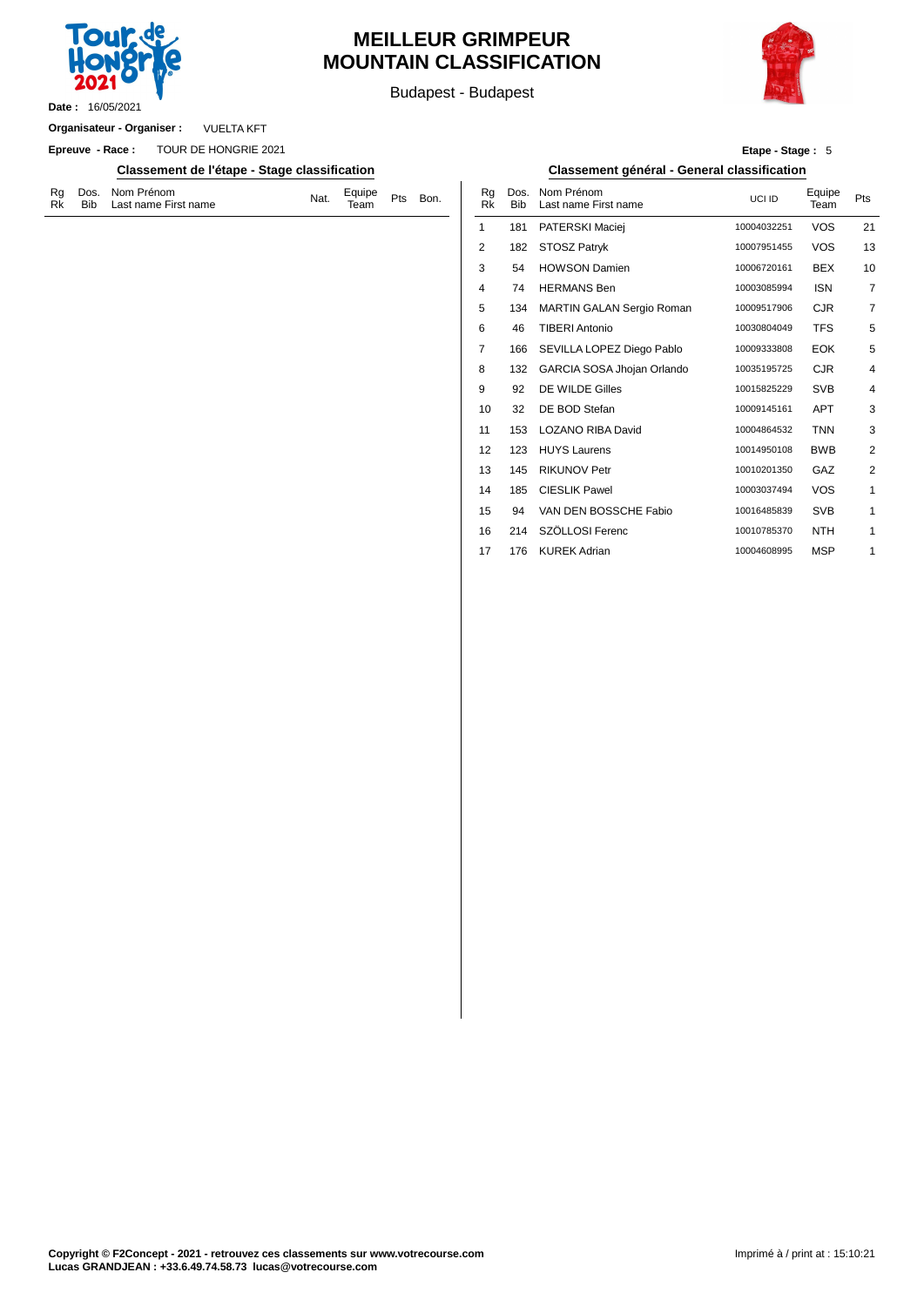# MEILLEUR GRIMPEUR
# MOUNTAIN CLASSIFICATION

Budapest - Budapest

**Date :** 16/05/2021

**Organisateur - Organiser :** VUELTA KFT

**Epreuve - Race :** TOUR DE HONGRIE 2021

**Etape - Stage :** 5

## Classement de l'étape - Stage classification

| Rg Rk | Dos. Bib | Nom Prénom Last name First name | Nat. | Equipe Team | Pts | Bon. |
|---|---|---|---|---|---|---|

## Classement général - General classification

| Rg Rk | Dos. Bib | Nom Prénom Last name First name | UCI ID | Equipe Team | Pts |
|---|---|---|---|---|---|
| 1 | 181 | PATERSKI Maciej | 10004032251 | VOS | 21 |
| 2 | 182 | STOSZ Patryk | 10007951455 | VOS | 13 |
| 3 | 54 | HOWSON Damien | 10006720161 | BEX | 10 |
| 4 | 74 | HERMANS Ben | 10003085994 | ISN | 7 |
| 5 | 134 | MARTIN GALAN Sergio Roman | 10009517906 | CJR | 7 |
| 6 | 46 | TIBERI Antonio | 10030804049 | TFS | 5 |
| 7 | 166 | SEVILLA LOPEZ Diego Pablo | 10009333808 | EOK | 5 |
| 8 | 132 | GARCIA SOSA Jhojan Orlando | 10035195725 | CJR | 4 |
| 9 | 92 | DE WILDE Gilles | 10015825229 | SVB | 4 |
| 10 | 32 | DE BOD Stefan | 10009145161 | APT | 3 |
| 11 | 153 | LOZANO RIBA David | 10004864532 | TNN | 3 |
| 12 | 123 | HUYS Laurens | 10014950108 | BWB | 2 |
| 13 | 145 | RIKUNOV Petr | 10010201350 | GAZ | 2 |
| 14 | 185 | CIESLIK Pawel | 10003037494 | VOS | 1 |
| 15 | 94 | VAN DEN BOSSCHE Fabio | 10016485839 | SVB | 1 |
| 16 | 214 | SZÖLLOSI Ferenc | 10010785370 | NTH | 1 |
| 17 | 176 | KUREK Adrian | 10004608995 | MSP | 1 |

**Copyright © F2Concept - 2021 - retrouvez ces classements sur www.votrecourse.com**
**Lucas GRANDJEAN : +33.6.49.74.58.73 lucas@votrecourse.com**

Imprimé à / print at : 15:10:21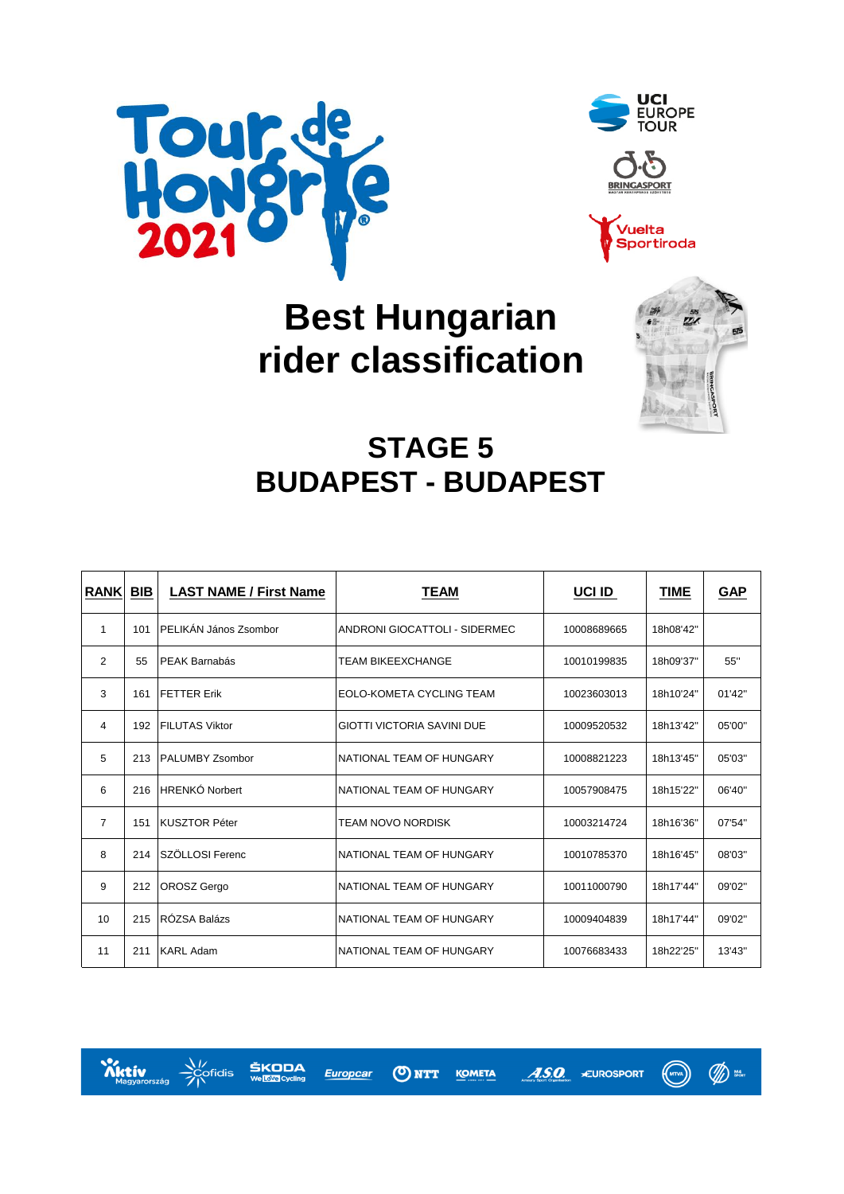# Best Hungarian rider classification

## STAGE 5
## BUDAPEST - BUDAPEST

| RANK | BIB | LAST NAME / First Name | TEAM | UCI ID | TIME | GAP |
|---|---|---|---|---|---|---|
| 1 | 101 | PELIKÁN János Zsombor | ANDRONI GIOCATTOLI - SIDERMEC | 10008689665 | 18h08'42" | |
| 2 | 55 | PEAK Barnabás | TEAM BIKEEXCHANGE | 10010199835 | 18h09'37" | 55" |
| 3 | 161 | FETTER Erik | EOLO-KOMETA CYCLING TEAM | 10023603013 | 18h10'24" | 01'42" |
| 4 | 192 | FILUTAS Viktor | GIOTTI VICTORIA SAVINI DUE | 10009520532 | 18h13'42" | 05'00" |
| 5 | 213 | PALUMBY Zsombor | NATIONAL TEAM OF HUNGARY | 10008821223 | 18h13'45" | 05'03" |
| 6 | 216 | HRENKÓ Norbert | NATIONAL TEAM OF HUNGARY | 10057908475 | 18h15'22" | 06'40" |
| 7 | 151 | KUSZTOR Péter | TEAM NOVO NORDISK | 10003214724 | 18h16'36" | 07'54" |
| 8 | 214 | SZÖLLOSI Ferenc | NATIONAL TEAM OF HUNGARY | 10010785370 | 18h16'45" | 08'03" |
| 9 | 212 | OROSZ Gergo | NATIONAL TEAM OF HUNGARY | 10011000790 | 18h17'44" | 09'02" |
| 10 | 215 | RÓZSA Balázs | NATIONAL TEAM OF HUNGARY | 10009404839 | 18h17'44" | 09'02" |
| 11 | 211 | KARL Adam | NATIONAL TEAM OF HUNGARY | 10076683433 | 18h22'25" | 13'43" |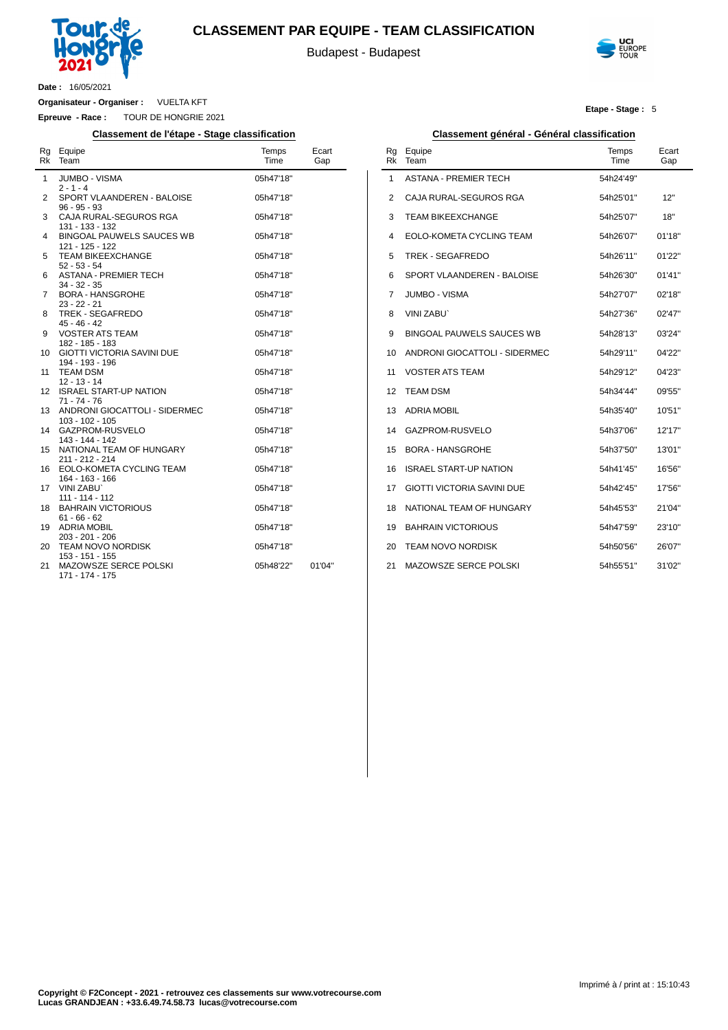# CLASSEMENT PAR EQUIPE - TEAM CLASSIFICATION

Budapest - Budapest

**Date :** 16/05/2021

**Organisateur - Organiser :** VUELTA KFT

**Epreuve - Race :** TOUR DE HONGRIE 2021

**Etape - Stage :** 5

## Classement de l'étape - Stage classification

| Rg Rk | Equipe Team | Temps Time | Ecart Gap |
|---|---|---|---|
| 1 | JUMBO - VISMA<br>2 - 1 - 4 | 05h47'18'' | |
| 2 | SPORT VLAANDEREN - BALOISE<br>96 - 95 - 93 | 05h47'18'' | |
| 3 | CAJA RURAL-SEGUROS RGA<br>131 - 133 - 132 | 05h47'18'' | |
| 4 | BINGOAL PAUWELS SAUCES WB<br>121 - 125 - 122 | 05h47'18'' | |
| 5 | TEAM BIKEEXCHANGE<br>52 - 53 - 54 | 05h47'18'' | |
| 6 | ASTANA - PREMIER TECH<br>34 - 32 - 35 | 05h47'18'' | |
| 7 | BORA - HANSGROHE<br>23 - 22 - 21 | 05h47'18'' | |
| 8 | TREK - SEGAFREDO<br>45 - 46 - 42 | 05h47'18'' | |
| 9 | VOSTER ATS TEAM<br>182 - 185 - 183 | 05h47'18'' | |
| 10 | GIOTTI VICTORIA SAVINI DUE<br>194 - 193 - 196 | 05h47'18'' | |
| 11 | TEAM DSM<br>12 - 13 - 14 | 05h47'18'' | |
| 12 | ISRAEL START-UP NATION<br>71 - 74 - 76 | 05h47'18'' | |
| 13 | ANDRONI GIOCATTOLI - SIDERMEC<br>103 - 102 - 105 | 05h47'18'' | |
| 14 | GAZPROM-RUSVELO<br>143 - 144 - 142 | 05h47'18'' | |
| 15 | NATIONAL TEAM OF HUNGARY<br>211 - 212 - 214 | 05h47'18'' | |
| 16 | EOLO-KOMETA CYCLING TEAM<br>164 - 163 - 166 | 05h47'18'' | |
| 17 | VINI ZABU`<br>111 - 114 - 112 | 05h47'18'' | |
| 18 | BAHRAIN VICTORIOUS<br>61 - 66 - 62 | 05h47'18'' | |
| 19 | ADRIA MOBIL<br>203 - 201 - 206 | 05h47'18'' | |
| 20 | TEAM NOVO NORDISK<br>153 - 151 - 155 | 05h47'18'' | |
| 21 | MAZOWSZE SERCE POLSKI<br>171 - 174 - 175 | 05h48'22'' | 01'04'' |

## Classement général - Général classification

| Rg Rk | Equipe Team | Temps Time | Ecart Gap |
|---|---|---|---|
| 1 | ASTANA - PREMIER TECH | 54h24'49'' | |
| 2 | CAJA RURAL-SEGUROS RGA | 54h25'01'' | 12'' |
| 3 | TEAM BIKEEXCHANGE | 54h25'07'' | 18'' |
| 4 | EOLO-KOMETA CYCLING TEAM | 54h26'07'' | 01'18'' |
| 5 | TREK - SEGAFREDO | 54h26'11'' | 01'22'' |
| 6 | SPORT VLAANDEREN - BALOISE | 54h26'30'' | 01'41'' |
| 7 | JUMBO - VISMA | 54h27'07'' | 02'18'' |
| 8 | VINI ZABU` | 54h27'36'' | 02'47'' |
| 9 | BINGOAL PAUWELS SAUCES WB | 54h28'13'' | 03'24'' |
| 10 | ANDRONI GIOCATTOLI - SIDERMEC | 54h29'11'' | 04'22'' |
| 11 | VOSTER ATS TEAM | 54h29'12'' | 04'23'' |
| 12 | TEAM DSM | 54h34'44'' | 09'55'' |
| 13 | ADRIA MOBIL | 54h35'40'' | 10'51'' |
| 14 | GAZPROM-RUSVELO | 54h37'06'' | 12'17'' |
| 15 | BORA - HANSGROHE | 54h37'50'' | 13'01'' |
| 16 | ISRAEL START-UP NATION | 54h41'45'' | 16'56'' |
| 17 | GIOTTI VICTORIA SAVINI DUE | 54h42'45'' | 17'56'' |
| 18 | NATIONAL TEAM OF HUNGARY | 54h45'53'' | 21'04'' |
| 19 | BAHRAIN VICTORIOUS | 54h47'59'' | 23'10'' |
| 20 | TEAM NOVO NORDISK | 54h50'56'' | 26'07'' |
| 21 | MAZOWSZE SERCE POLSKI | 54h55'51'' | 31'02'' |

**Copyright © F2Concept - 2021 - retrouvez ces classements sur www.votrecourse.com**
**Lucas GRANDJEAN : +33.6.49.74.58.73 lucas@votrecourse.com**

Imprimé à / print at : 15:10:43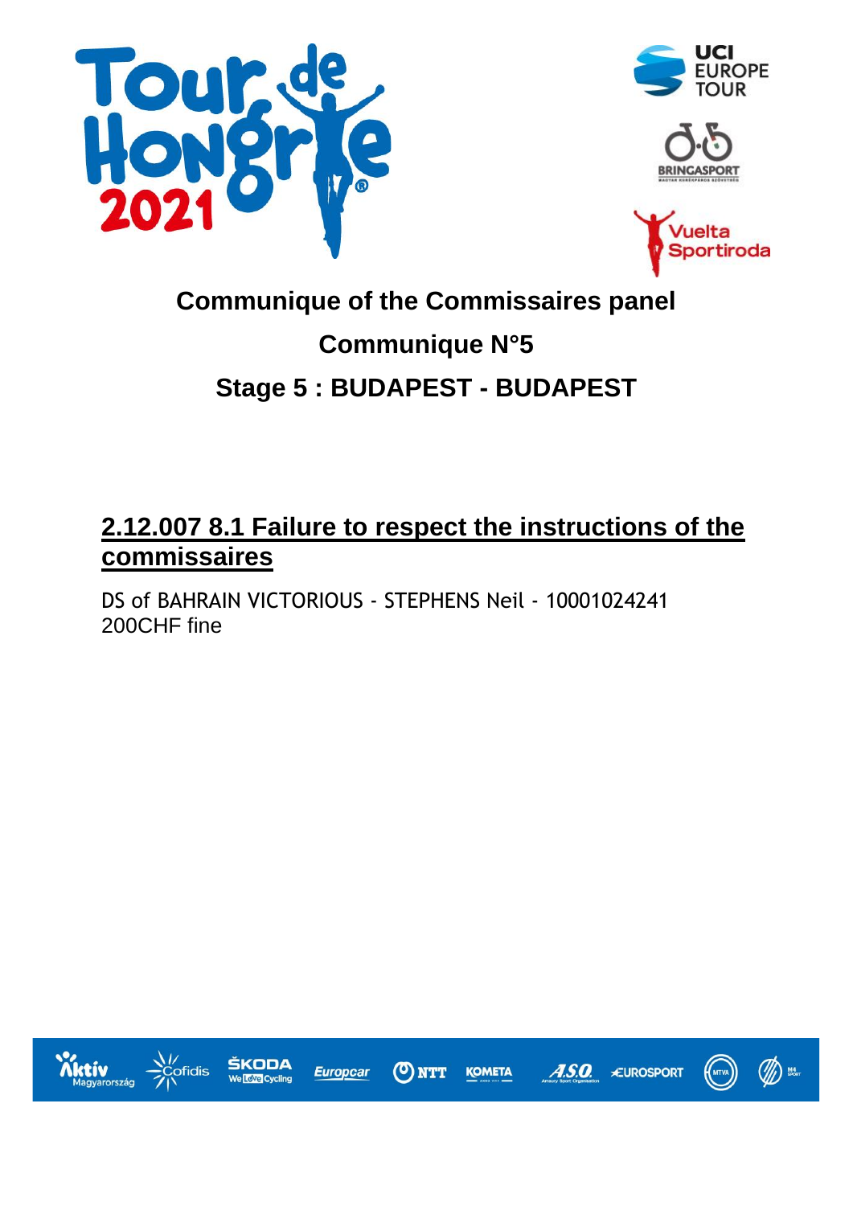# Communique of the Commissaires panel

## Communique N°5

## Stage 5 : BUDAPEST - BUDAPEST

### 2.12.007 8.1 Failure to respect the instructions of the commissaires

DS of BAHRAIN VICTORIOUS - STEPHENS Neil - 10001024241
200CHF fine